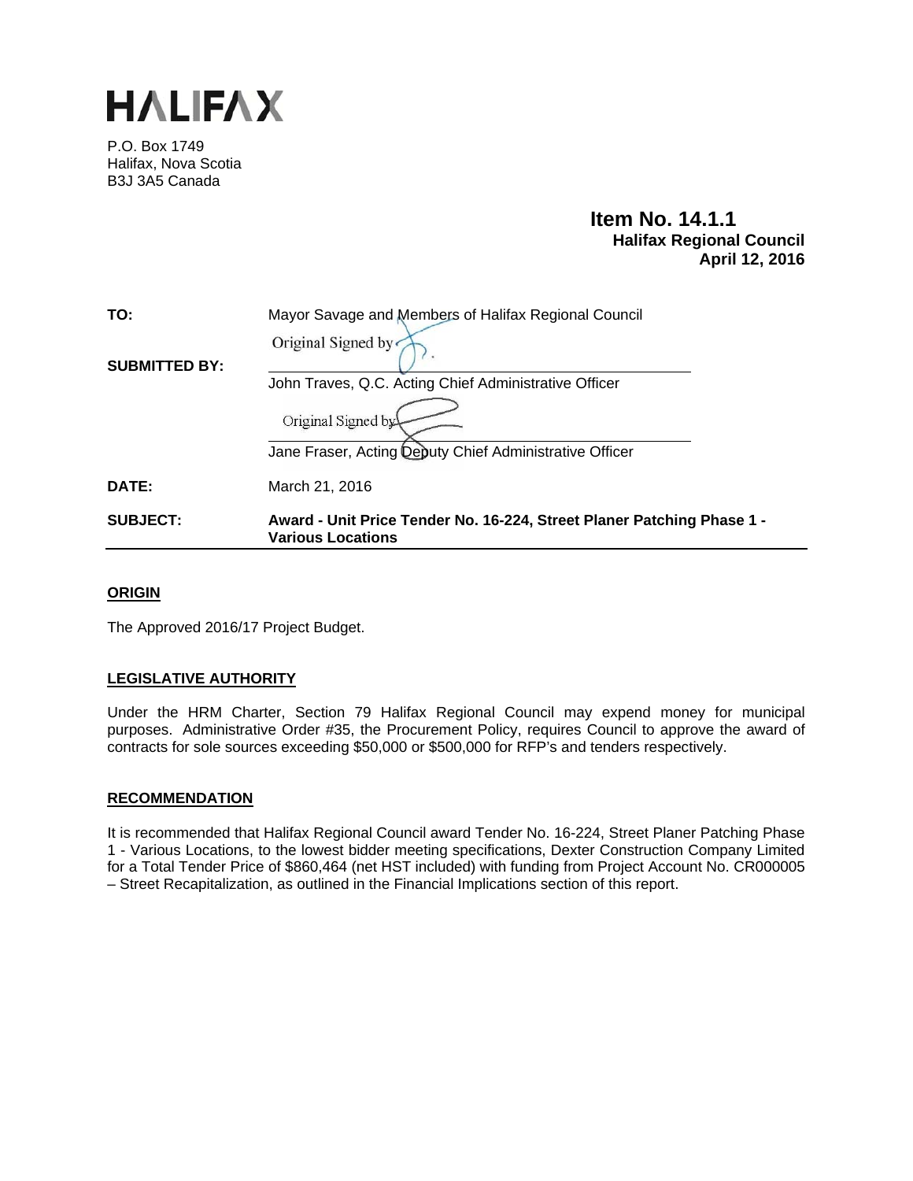# HALIFAX

P.O. Box 1749
Halifax, Nova Scotia
B3J 3A5 Canada

**Item No. 14.1.1**
**Halifax Regional Council**
**April 12, 2016**

| | |
|---|---|
| **TO:** | Mayor Savage and Members of Halifax Regional Council |
| **SUBMITTED BY:** | Original Signed by<br>John Traves, Q.C. Acting Chief Administrative Officer |
| | Original Signed by<br>Jane Fraser, Acting Deputy Chief Administrative Officer |
| **DATE:** | March 21, 2016 |
| **SUBJECT:** | **Award - Unit Price Tender No. 16-224, Street Planer Patching Phase 1 - Various Locations** |

## ORIGIN

The Approved 2016/17 Project Budget.

## LEGISLATIVE AUTHORITY

Under the HRM Charter, Section 79 Halifax Regional Council may expend money for municipal purposes. Administrative Order #35, the Procurement Policy, requires Council to approve the award of contracts for sole sources exceeding $50,000 or $500,000 for RFP's and tenders respectively.

## RECOMMENDATION

It is recommended that Halifax Regional Council award Tender No. 16-224, Street Planer Patching Phase 1 - Various Locations, to the lowest bidder meeting specifications, Dexter Construction Company Limited for a Total Tender Price of $860,464 (net HST included) with funding from Project Account No. CR000005 – Street Recapitalization, as outlined in the Financial Implications section of this report.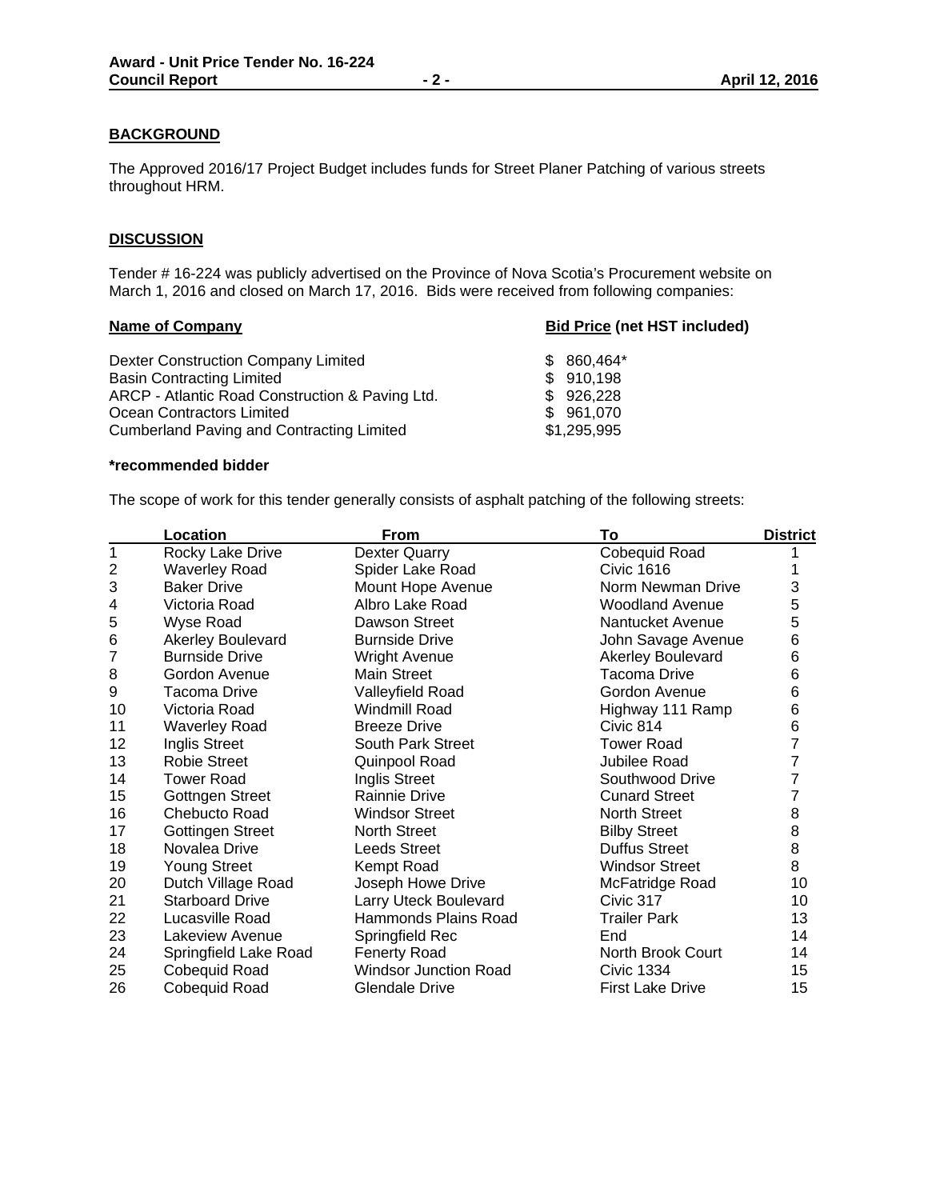## BACKGROUND

The Approved 2016/17 Project Budget includes funds for Street Planer Patching of various streets throughout HRM.

## DISCUSSION

Tender # 16-224 was publicly advertised on the Province of Nova Scotia's Procurement website on March 1, 2016 and closed on March 17, 2016. Bids were received from following companies:

| Name of Company | Bid Price (net HST included) |
|---|---|
| Dexter Construction Company Limited | $ 860,464* |
| Basin Contracting Limited | $ 910,198 |
| ARCP - Atlantic Road Construction & Paving Ltd. | $ 926,228 |
| Ocean Contractors Limited | $ 961,070 |
| Cumberland Paving and Contracting Limited | $1,295,995 |

**\*recommended bidder**

The scope of work for this tender generally consists of asphalt patching of the following streets:

| | Location | From | To | District |
|---|---|---|---|---|
| 1 | Rocky Lake Drive | Dexter Quarry | Cobequid Road | 1 |
| 2 | Waverley Road | Spider Lake Road | Civic 1616 | 1 |
| 3 | Baker Drive | Mount Hope Avenue | Norm Newman Drive | 3 |
| 4 | Victoria Road | Albro Lake Road | Woodland Avenue | 5 |
| 5 | Wyse Road | Dawson Street | Nantucket Avenue | 5 |
| 6 | Akerley Boulevard | Burnside Drive | John Savage Avenue | 6 |
| 7 | Burnside Drive | Wright Avenue | Akerley Boulevard | 6 |
| 8 | Gordon Avenue | Main Street | Tacoma Drive | 6 |
| 9 | Tacoma Drive | Valleyfield Road | Gordon Avenue | 6 |
| 10 | Victoria Road | Windmill Road | Highway 111 Ramp | 6 |
| 11 | Waverley Road | Breeze Drive | Civic 814 | 6 |
| 12 | Inglis Street | South Park Street | Tower Road | 7 |
| 13 | Robie Street | Quinpool Road | Jubilee Road | 7 |
| 14 | Tower Road | Inglis Street | Southwood Drive | 7 |
| 15 | Gottngen Street | Rainnie Drive | Cunard Street | 7 |
| 16 | Chebucto Road | Windsor Street | North Street | 8 |
| 17 | Gottingen Street | North Street | Bilby Street | 8 |
| 18 | Novalea Drive | Leeds Street | Duffus Street | 8 |
| 19 | Young Street | Kempt Road | Windsor Street | 8 |
| 20 | Dutch Village Road | Joseph Howe Drive | McFatridge Road | 10 |
| 21 | Starboard Drive | Larry Uteck Boulevard | Civic 317 | 10 |
| 22 | Lucasville Road | Hammonds Plains Road | Trailer Park | 13 |
| 23 | Lakeview Avenue | Springfield Rec | End | 14 |
| 24 | Springfield Lake Road | Fenerty Road | North Brook Court | 14 |
| 25 | Cobequid Road | Windsor Junction Road | Civic 1334 | 15 |
| 26 | Cobequid Road | Glendale Drive | First Lake Drive | 15 |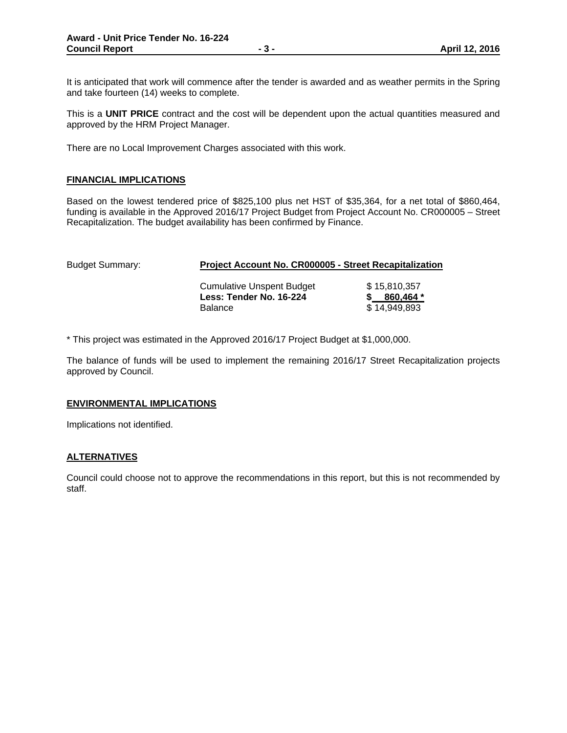It is anticipated that work will commence after the tender is awarded and as weather permits in the Spring and take fourteen (14) weeks to complete.

This is a **UNIT PRICE** contract and the cost will be dependent upon the actual quantities measured and approved by the HRM Project Manager.

There are no Local Improvement Charges associated with this work.

## FINANCIAL IMPLICATIONS

Based on the lowest tendered price of $825,100 plus net HST of $35,364, for a net total of $860,464, funding is available in the Approved 2016/17 Project Budget from Project Account No. CR000005 – Street Recapitalization. The budget availability has been confirmed by Finance.

Budget Summary: **Project Account No. CR000005 - Street Recapitalization**

| | |
|---|---|
| Cumulative Unspent Budget | $ 15,810,357 |
| **Less: Tender No. 16-224** | **$ 860,464 *** |
| Balance | $ 14,949,893 |

* This project was estimated in the Approved 2016/17 Project Budget at $1,000,000.

The balance of funds will be used to implement the remaining 2016/17 Street Recapitalization projects approved by Council.

## ENVIRONMENTAL IMPLICATIONS

Implications not identified.

## ALTERNATIVES

Council could choose not to approve the recommendations in this report, but this is not recommended by staff.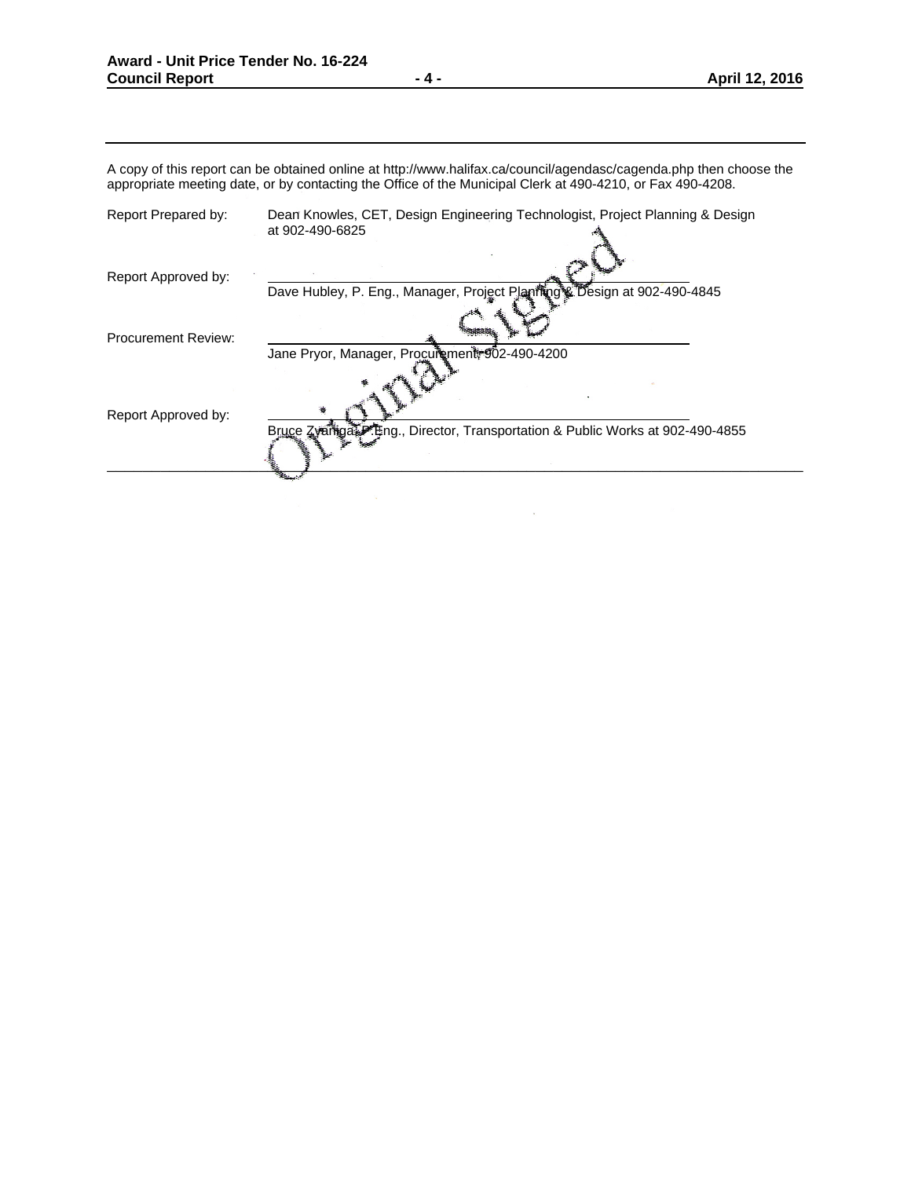A copy of this report can be obtained online at http://www.halifax.ca/council/agendasc/cagenda.php then choose the appropriate meeting date, or by contacting the Office of the Municipal Clerk at 490-4210, or Fax 490-4208.

| | |
|---|---|
| Report Prepared by: | Dean Knowles, CET, Design Engineering Technologist, Project Planning & Design at 902-490-6825 |
| Report Approved by: | Dave Hubley, P. Eng., Manager, Project Planning & Design at 902-490-4845 |
| Procurement Review: | Jane Pryor, Manager, Procurement, 902-490-4200 |
| Report Approved by: | Bruce Zvaniga, P.Eng., Director, Transportation & Public Works at 902-490-4855 |

Original Signed